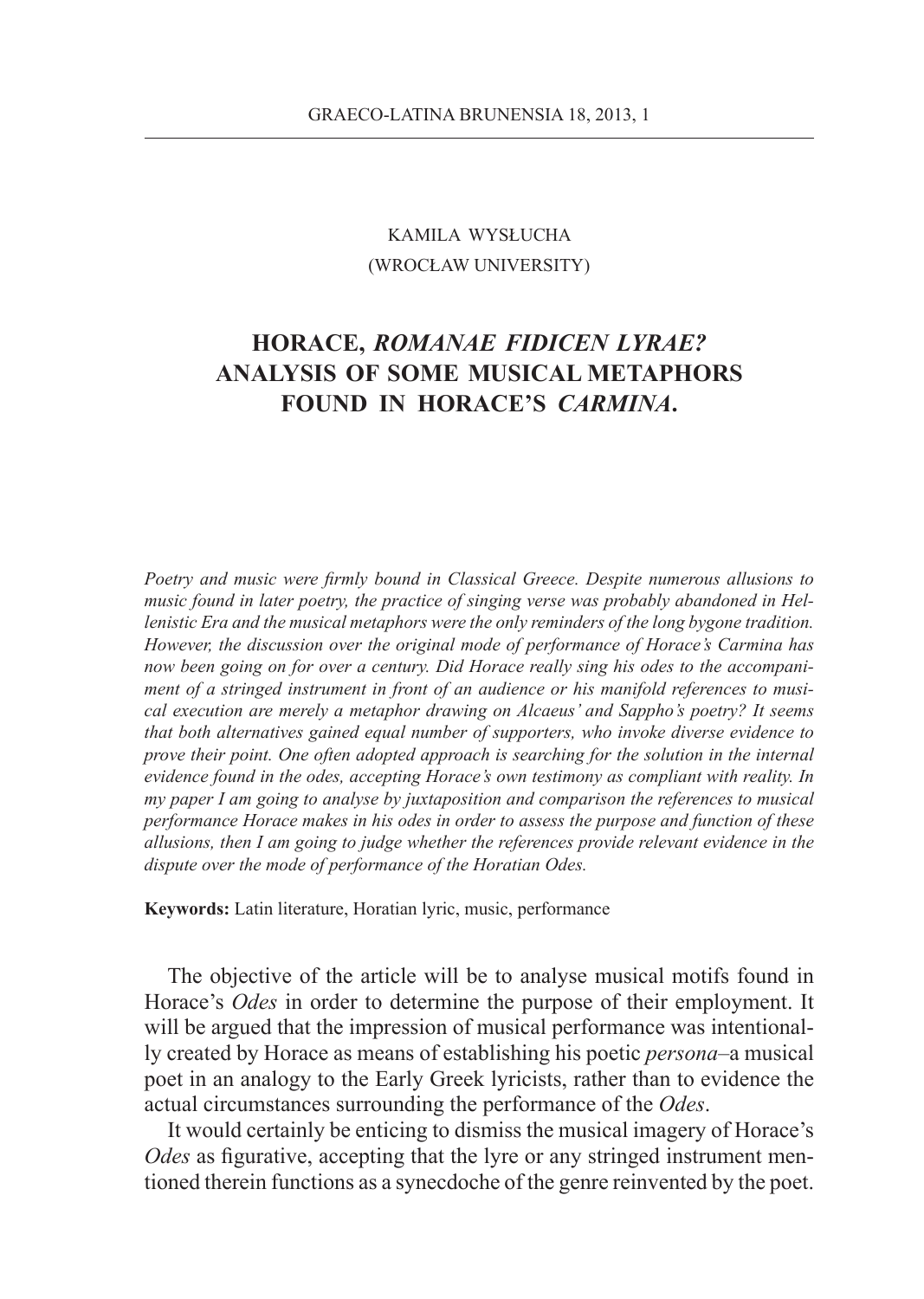KAMILA WYSŁUCHA
(WROCŁAW UNIVERSITY)

# HORACE, *ROMANAE FIDICEN LYRAE?* ANALYSIS OF SOME MUSICAL METAPHORS FOUND IN HORACE'S *CARMINA*.

*Poetry and music were firmly bound in Classical Greece. Despite numerous allusions to music found in later poetry, the practice of singing verse was probably abandoned in Hellenistic Era and the musical metaphors were the only reminders of the long bygone tradition. However, the discussion over the original mode of performance of Horace's Carmina has now been going on for over a century. Did Horace really sing his odes to the accompaniment of a stringed instrument in front of an audience or his manifold references to musical execution are merely a metaphor drawing on Alcaeus' and Sappho's poetry? It seems that both alternatives gained equal number of supporters, who invoke diverse evidence to prove their point. One often adopted approach is searching for the solution in the internal evidence found in the odes, accepting Horace's own testimony as compliant with reality. In my paper I am going to analyse by juxtaposition and comparison the references to musical performance Horace makes in his odes in order to assess the purpose and function of these allusions, then I am going to judge whether the references provide relevant evidence in the dispute over the mode of performance of the Horatian Odes.*

**Keywords:** Latin literature, Horatian lyric, music, performance

The objective of the article will be to analyse musical motifs found in Horace's *Odes* in order to determine the purpose of their employment. It will be argued that the impression of musical performance was intentionally created by Horace as means of establishing his poetic *persona*–a musical poet in an analogy to the Early Greek lyricists, rather than to evidence the actual circumstances surrounding the performance of the *Odes*.

It would certainly be enticing to dismiss the musical imagery of Horace's *Odes* as figurative, accepting that the lyre or any stringed instrument mentioned therein functions as a synecdoche of the genre reinvented by the poet.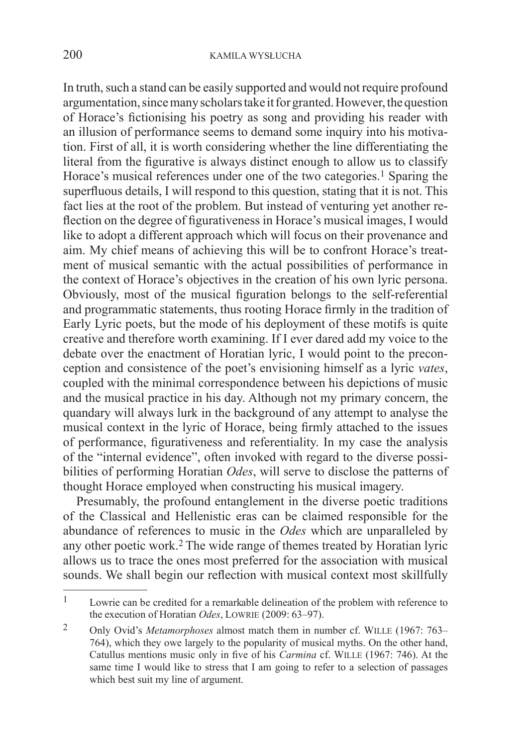In truth, such a stand can be easily supported and would not require profound argumentation, since many scholars take it for granted. However, the question of Horace's fictionising his poetry as song and providing his reader with an illusion of performance seems to demand some inquiry into his motivation. First of all, it is worth considering whether the line differentiating the literal from the figurative is always distinct enough to allow us to classify Horace's musical references under one of the two categories.[1] Sparing the superfluous details, I will respond to this question, stating that it is not. This fact lies at the root of the problem. But instead of venturing yet another reflection on the degree of figurativeness in Horace's musical images, I would like to adopt a different approach which will focus on their provenance and aim. My chief means of achieving this will be to confront Horace's treatment of musical semantic with the actual possibilities of performance in the context of Horace's objectives in the creation of his own lyric persona. Obviously, most of the musical figuration belongs to the self-referential and programmatic statements, thus rooting Horace firmly in the tradition of Early Lyric poets, but the mode of his deployment of these motifs is quite creative and therefore worth examining. If I ever dared add my voice to the debate over the enactment of Horatian lyric, I would point to the preconception and consistence of the poet's envisioning himself as a lyric *vates*, coupled with the minimal correspondence between his depictions of music and the musical practice in his day. Although not my primary concern, the quandary will always lurk in the background of any attempt to analyse the musical context in the lyric of Horace, being firmly attached to the issues of performance, figurativeness and referentiality. In my case the analysis of the "internal evidence", often invoked with regard to the diverse possibilities of performing Horatian *Odes*, will serve to disclose the patterns of thought Horace employed when constructing his musical imagery.

Presumably, the profound entanglement in the diverse poetic traditions of the Classical and Hellenistic eras can be claimed responsible for the abundance of references to music in the *Odes* which are unparalleled by any other poetic work.[2] The wide range of themes treated by Horatian lyric allows us to trace the ones most preferred for the association with musical sounds. We shall begin our reflection with musical context most skillfully

---

[1] Lowrie can be credited for a remarkable delineation of the problem with reference to the execution of Horatian *Odes*, LOWRIE (2009: 63–97).

[2] Only Ovid's *Metamorphoses* almost match them in number cf. WILLE (1967: 763–764), which they owe largely to the popularity of musical myths. On the other hand, Catullus mentions music only in five of his *Carmina* cf. WILLE (1967: 746). At the same time I would like to stress that I am going to refer to a selection of passages which best suit my line of argument.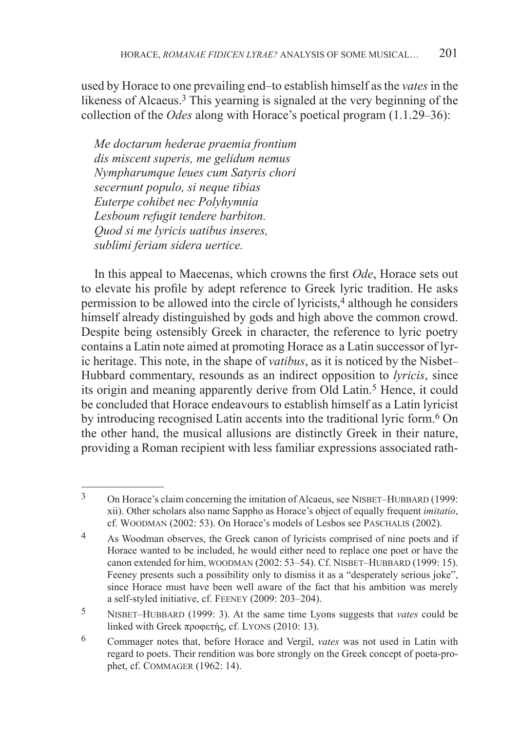used by Horace to one prevailing end–to establish himself as the *vates* in the likeness of Alcaeus.[3] This yearning is signaled at the very beginning of the collection of the *Odes* along with Horace's poetical program (1.1.29–36):

*Me doctarum hederae praemia frontium*
*dis miscent superis, me gelidum nemus*
*Nympharumque leues cum Satyris chori*
*secernunt populo, si neque tibias*
*Euterpe cohibet nec Polyhymnia*
*Lesboum refugit tendere barbiton.*
*Quod si me lyricis uatibus inseres,*
*sublimi feriam sidera uertice.*

In this appeal to Maecenas, which crowns the first *Ode*, Horace sets out to elevate his profile by adept reference to Greek lyric tradition. He asks permission to be allowed into the circle of lyricists,[4] although he considers himself already distinguished by gods and high above the common crowd. Despite being ostensibly Greek in character, the reference to lyric poetry contains a Latin note aimed at promoting Horace as a Latin successor of lyric heritage. This note, in the shape of *vatibus*, as it is noticed by the Nisbet–Hubbard commentary, resounds as an indirect opposition to *lyricis*, since its origin and meaning apparently derive from Old Latin.[5] Hence, it could be concluded that Horace endeavours to establish himself as a Latin lyricist by introducing recognised Latin accents into the traditional lyric form.[6] On the other hand, the musical allusions are distinctly Greek in their nature, providing a Roman recipient with less familiar expressions associated rath-

---

[3] On Horace's claim concerning the imitation of Alcaeus, see Nisbet–Hubbard (1999: xii). Other scholars also name Sappho as Horace's object of equally frequent *imitatio*, cf. Woodman (2002: 53). On Horace's models of Lesbos see Paschalis (2002).

[4] As Woodman observes, the Greek canon of lyricists comprised of nine poets and if Horace wanted to be included, he would either need to replace one poet or have the canon extended for him, Woodman (2002: 53–54). Cf. Nisbet–Hubbard (1999: 15). Feeney presents such a possibility only to dismiss it as a "desperately serious joke", since Horace must have been well aware of the fact that his ambition was merely a self-styled initiative, cf. Feeney (2009: 203–204).

[5] Nisbet–Hubbard (1999: 3). At the same time Lyons suggests that *vates* could be linked with Greek προφετής, cf. Lyons (2010: 13).

[6] Commager notes that, before Horace and Vergil, *vates* was not used in Latin with regard to poets. Their rendition was bore strongly on the Greek concept of poeta-prophet, cf. Commager (1962: 14).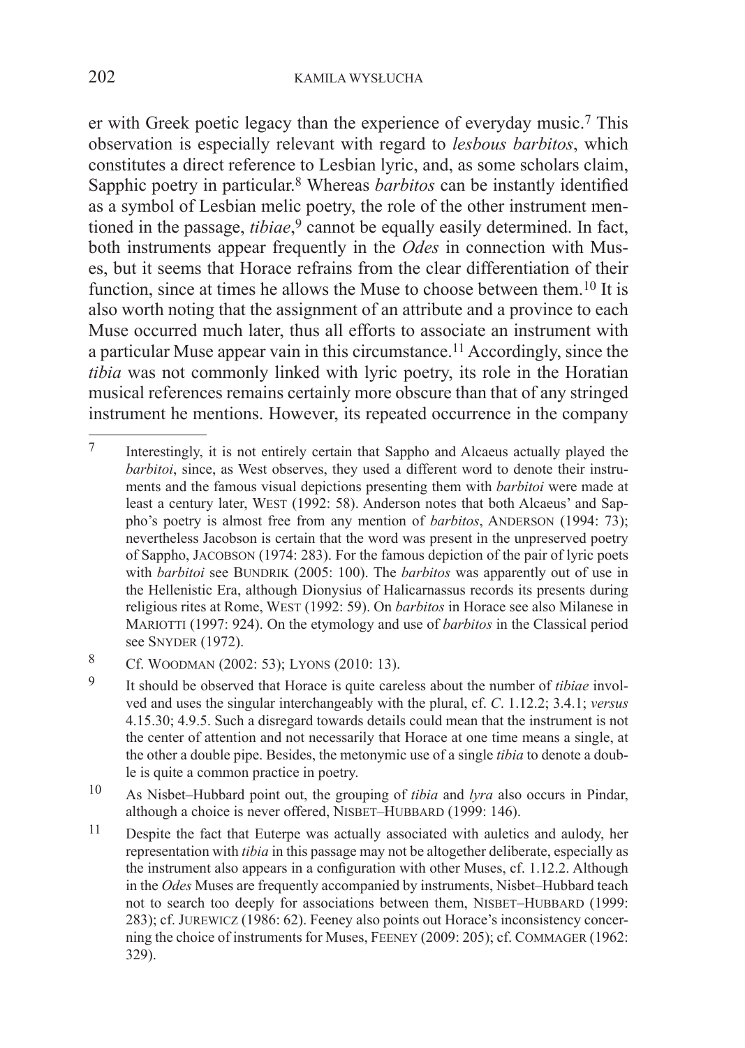er with Greek poetic legacy than the experience of everyday music.[7] This observation is especially relevant with regard to *lesbous barbitos*, which constitutes a direct reference to Lesbian lyric, and, as some scholars claim, Sapphic poetry in particular.[8] Whereas *barbitos* can be instantly identified as a symbol of Lesbian melic poetry, the role of the other instrument mentioned in the passage, *tibiae*,[9] cannot be equally easily determined. In fact, both instruments appear frequently in the *Odes* in connection with Muses, but it seems that Horace refrains from the clear differentiation of their function, since at times he allows the Muse to choose between them.[10] It is also worth noting that the assignment of an attribute and a province to each Muse occurred much later, thus all efforts to associate an instrument with a particular Muse appear vain in this circumstance.[11] Accordingly, since the *tibia* was not commonly linked with lyric poetry, its role in the Horatian musical references remains certainly more obscure than that of any stringed instrument he mentions. However, its repeated occurrence in the company

---

[7] Interestingly, it is not entirely certain that Sappho and Alcaeus actually played the *barbitoi*, since, as West observes, they used a different word to denote their instruments and the famous visual depictions presenting them with *barbitoi* were made at least a century later, WEST (1992: 58). Anderson notes that both Alcaeus' and Sappho's poetry is almost free from any mention of *barbitos*, ANDERSON (1994: 73); nevertheless Jacobson is certain that the word was present in the unpreserved poetry of Sappho, JACOBSON (1974: 283). For the famous depiction of the pair of lyric poets with *barbitoi* see BUNDRIK (2005: 100). The *barbitos* was apparently out of use in the Hellenistic Era, although Dionysius of Halicarnassus records its presents during religious rites at Rome, WEST (1992: 59). On *barbitos* in Horace see also Milanese in MARIOTTI (1997: 924). On the etymology and use of *barbitos* in the Classical period see SNYDER (1972).

[8] Cf. WOODMAN (2002: 53); LYONS (2010: 13).

[9] It should be observed that Horace is quite careless about the number of *tibiae* involved and uses the singular interchangeably with the plural, cf. *C*. 1.12.2; 3.4.1; *versus* 4.15.30; 4.9.5. Such a disregard towards details could mean that the instrument is not the center of attention and not necessarily that Horace at one time means a single, at the other a double pipe. Besides, the metonymic use of a single *tibia* to denote a double is quite a common practice in poetry.

[10] As Nisbet–Hubbard point out, the grouping of *tibia* and *lyra* also occurs in Pindar, although a choice is never offered, NISBET–HUBBARD (1999: 146).

[11] Despite the fact that Euterpe was actually associated with auletics and aulody, her representation with *tibia* in this passage may not be altogether deliberate, especially as the instrument also appears in a configuration with other Muses, cf. 1.12.2. Although in the *Odes* Muses are frequently accompanied by instruments, Nisbet–Hubbard teach not to search too deeply for associations between them, NISBET–HUBBARD (1999: 283); cf. JUREWICZ (1986: 62). Feeney also points out Horace's inconsistency concerning the choice of instruments for Muses, FEENEY (2009: 205); cf. COMMAGER (1962: 329).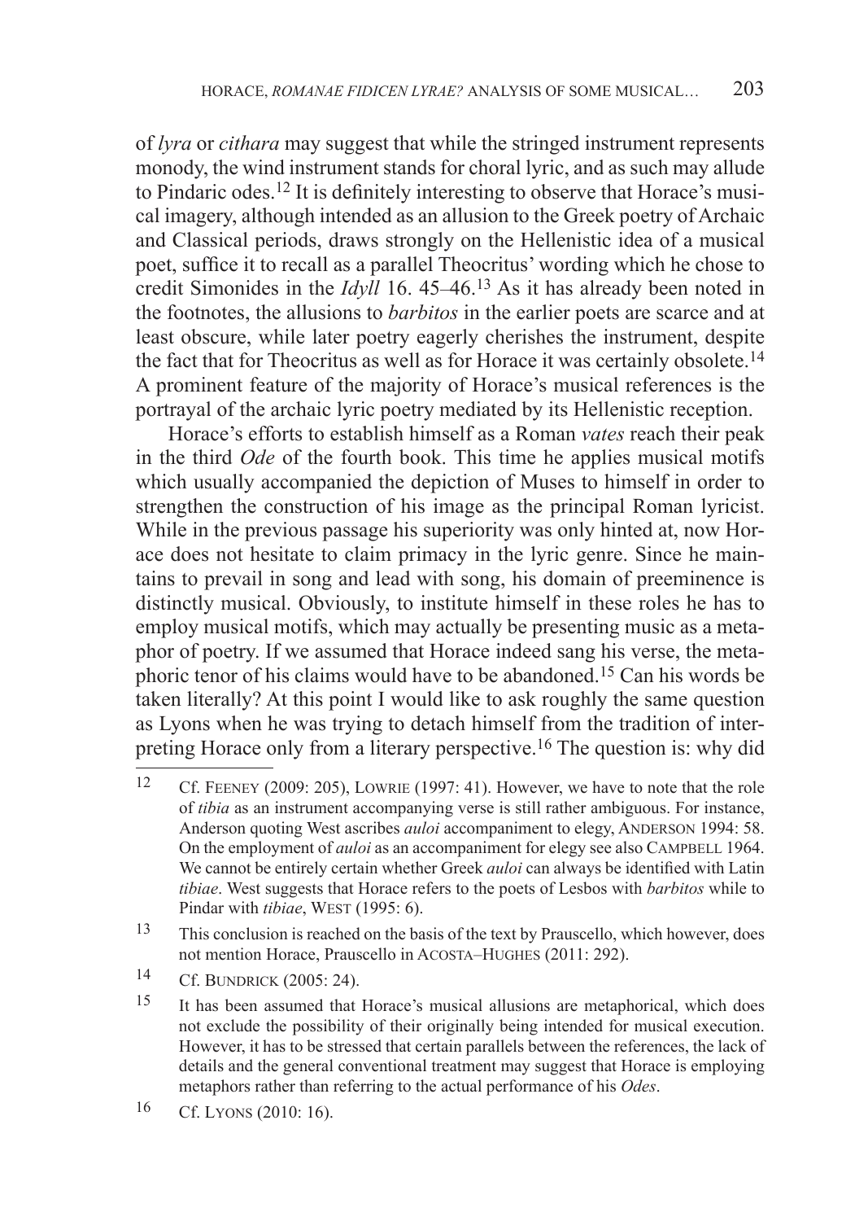of *lyra* or *cithara* may suggest that while the stringed instrument represents monody, the wind instrument stands for choral lyric, and as such may allude to Pindaric odes.[12] It is definitely interesting to observe that Horace's musical imagery, although intended as an allusion to the Greek poetry of Archaic and Classical periods, draws strongly on the Hellenistic idea of a musical poet, suffice it to recall as a parallel Theocritus' wording which he chose to credit Simonides in the *Idyll* 16. 45–46.[13] As it has already been noted in the footnotes, the allusions to *barbitos* in the earlier poets are scarce and at least obscure, while later poetry eagerly cherishes the instrument, despite the fact that for Theocritus as well as for Horace it was certainly obsolete.[14] A prominent feature of the majority of Horace's musical references is the portrayal of the archaic lyric poetry mediated by its Hellenistic reception.

Horace's efforts to establish himself as a Roman *vates* reach their peak in the third *Ode* of the fourth book. This time he applies musical motifs which usually accompanied the depiction of Muses to himself in order to strengthen the construction of his image as the principal Roman lyricist. While in the previous passage his superiority was only hinted at, now Horace does not hesitate to claim primacy in the lyric genre. Since he maintains to prevail in song and lead with song, his domain of preeminence is distinctly musical. Obviously, to institute himself in these roles he has to employ musical motifs, which may actually be presenting music as a metaphor of poetry. If we assumed that Horace indeed sang his verse, the metaphoric tenor of his claims would have to be abandoned.[15] Can his words be taken literally? At this point I would like to ask roughly the same question as Lyons when he was trying to detach himself from the tradition of interpreting Horace only from a literary perspective.[16] The question is: why did

---

[12] Cf. Feeney (2009: 205), Lowrie (1997: 41). However, we have to note that the role of *tibia* as an instrument accompanying verse is still rather ambiguous. For instance, Anderson quoting West ascribes *auloi* accompaniment to elegy, Anderson 1994: 58. On the employment of *auloi* as an accompaniment for elegy see also Campbell 1964. We cannot be entirely certain whether Greek *auloi* can always be identified with Latin *tibiae*. West suggests that Horace refers to the poets of Lesbos with *barbitos* while to Pindar with *tibiae*, West (1995: 6).

[13] This conclusion is reached on the basis of the text by Prauscello, which however, does not mention Horace, Prauscello in Acosta–Hughes (2011: 292).

[14] Cf. Bundrick (2005: 24).

[15] It has been assumed that Horace's musical allusions are metaphorical, which does not exclude the possibility of their originally being intended for musical execution. However, it has to be stressed that certain parallels between the references, the lack of details and the general conventional treatment may suggest that Horace is employing metaphors rather than referring to the actual performance of his *Odes*.

[16] Cf. Lyons (2010: 16).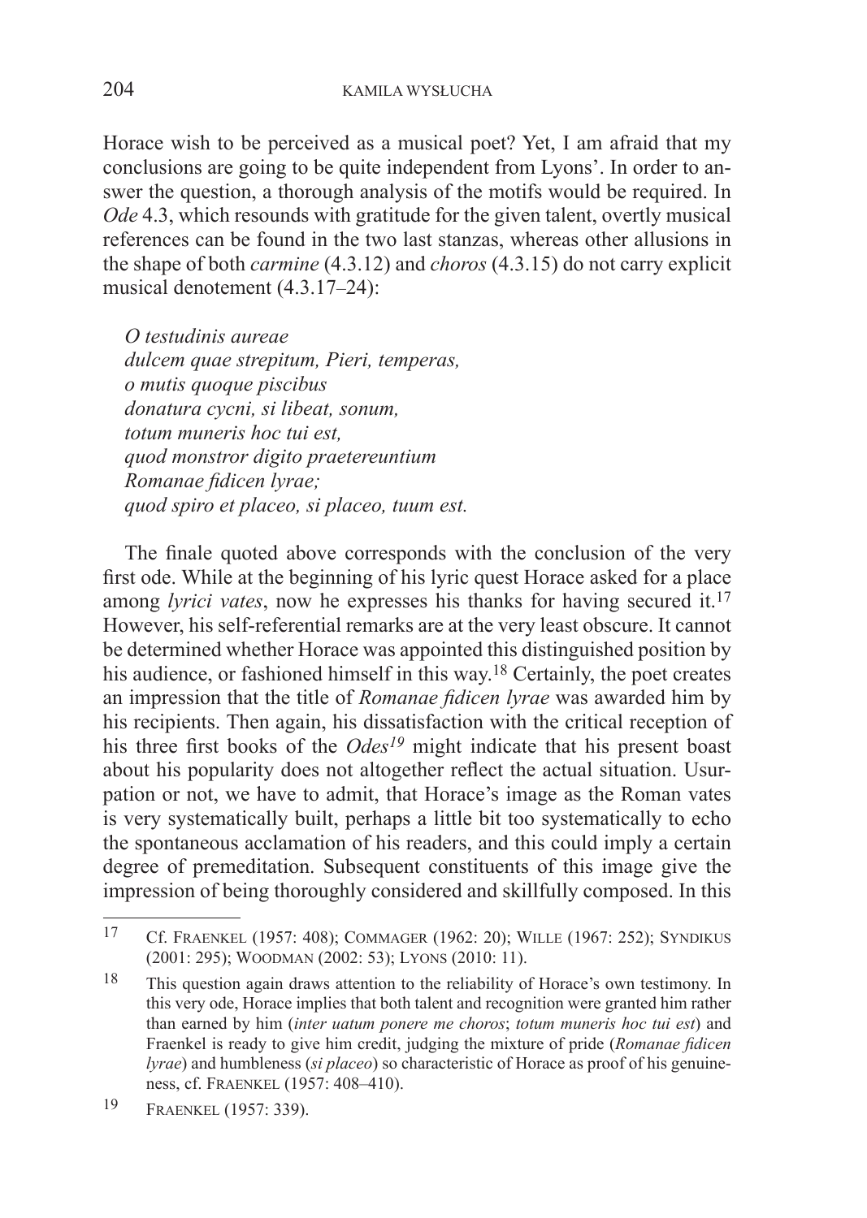Horace wish to be perceived as a musical poet? Yet, I am afraid that my conclusions are going to be quite independent from Lyons'. In order to answer the question, a thorough analysis of the motifs would be required. In *Ode* 4.3, which resounds with gratitude for the given talent, overtly musical references can be found in the two last stanzas, whereas other allusions in the shape of both *carmine* (4.3.12) and *choros* (4.3.15) do not carry explicit musical denotement (4.3.17–24):

> *O testudinis aureae*
> *dulcem quae strepitum, Pieri, temperas,*
> *o mutis quoque piscibus*
> *donatura cycni, si libeat, sonum,*
> *totum muneris hoc tui est,*
> *quod monstror digito praetereuntium*
> *Romanae fidicen lyrae;*
> *quod spiro et placeo, si placeo, tuum est.*

The finale quoted above corresponds with the conclusion of the very first ode. While at the beginning of his lyric quest Horace asked for a place among *lyrici vates*, now he expresses his thanks for having secured it.[17] However, his self-referential remarks are at the very least obscure. It cannot be determined whether Horace was appointed this distinguished position by his audience, or fashioned himself in this way.[18] Certainly, the poet creates an impression that the title of *Romanae fidicen lyrae* was awarded him by his recipients. Then again, his dissatisfaction with the critical reception of his three first books of the *Odes*[19] might indicate that his present boast about his popularity does not altogether reflect the actual situation. Usurpation or not, we have to admit, that Horace's image as the Roman vates is very systematically built, perhaps a little bit too systematically to echo the spontaneous acclamation of his readers, and this could imply a certain degree of premeditation. Subsequent constituents of this image give the impression of being thoroughly considered and skillfully composed. In this

---

[17] Cf. Fraenkel (1957: 408); Commager (1962: 20); Wille (1967: 252); Syndikus (2001: 295); Woodman (2002: 53); Lyons (2010: 11).

[18] This question again draws attention to the reliability of Horace's own testimony. In this very ode, Horace implies that both talent and recognition were granted him rather than earned by him (*inter uatum ponere me choros*; *totum muneris hoc tui est*) and Fraenkel is ready to give him credit, judging the mixture of pride (*Romanae fidicen lyrae*) and humbleness (*si placeo*) so characteristic of Horace as proof of his genuineness, cf. Fraenkel (1957: 408–410).

[19] Fraenkel (1957: 339).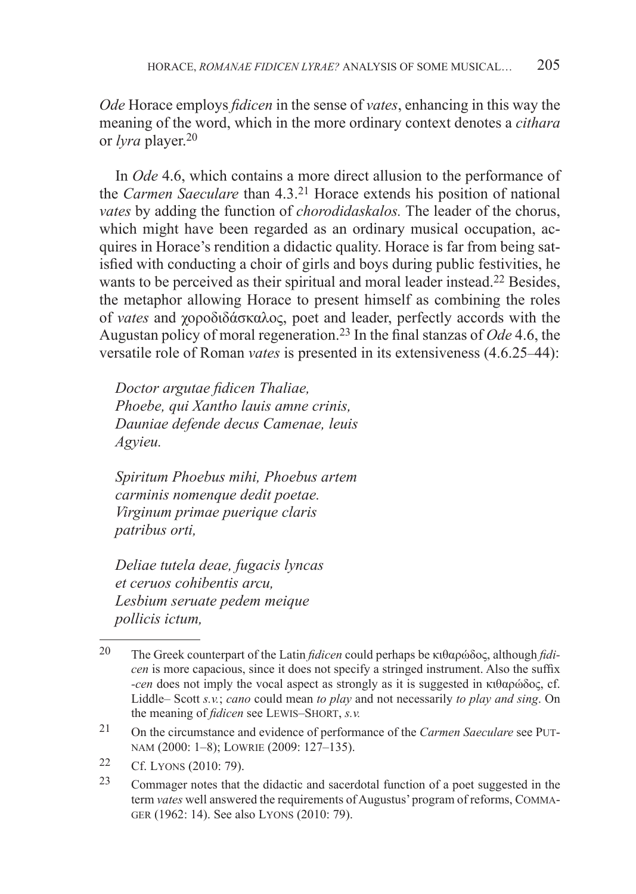*Ode* Horace employs *fidicen* in the sense of *vates*, enhancing in this way the meaning of the word, which in the more ordinary context denotes a *cithara* or *lyra* player.[20]

In *Ode* 4.6, which contains a more direct allusion to the performance of the *Carmen Saeculare* than 4.3.[21] Horace extends his position of national *vates* by adding the function of *chorodidaskalos.* The leader of the chorus, which might have been regarded as an ordinary musical occupation, acquires in Horace's rendition a didactic quality. Horace is far from being satisfied with conducting a choir of girls and boys during public festivities, he wants to be perceived as their spiritual and moral leader instead.[22] Besides, the metaphor allowing Horace to present himself as combining the roles of *vates* and χοροδιδάσκαλος, poet and leader, perfectly accords with the Augustan policy of moral regeneration.[23] In the final stanzas of *Ode* 4.6, the versatile role of Roman *vates* is presented in its extensiveness (4.6.25–44):

*Doctor argutae fidicen Thaliae,*
*Phoebe, qui Xantho lauis amne crinis,*
*Dauniae defende decus Camenae, leuis*
*Agyieu.*

*Spiritum Phoebus mihi, Phoebus artem*
*carminis nomenque dedit poetae.*
*Virginum primae puerique claris*
*patribus orti,*

*Deliae tutela deae, fugacis lyncas*
*et ceruos cohibentis arcu,*
*Lesbium seruate pedem meique*
*pollicis ictum,*

---

[20] The Greek counterpart of the Latin *fidicen* could perhaps be κιθαρῳδός, although *fidicen* is more capacious, since it does not specify a stringed instrument. Also the suffix *-cen* does not imply the vocal aspect as strongly as it is suggested in κιθαρῳδός, cf. Liddle– Scott *s.v.*; *cano* could mean *to play* and not necessarily *to play and sing*. On the meaning of *fidicen* see Lewis–Short, *s.v.*

[21] On the circumstance and evidence of performance of the *Carmen Saeculare* see Putnam (2000: 1–8); Lowrie (2009: 127–135).

[22] Cf. Lyons (2010: 79).

[23] Commager notes that the didactic and sacerdotal function of a poet suggested in the term *vates* well answered the requirements of Augustus' program of reforms, Commager (1962: 14). See also Lyons (2010: 79).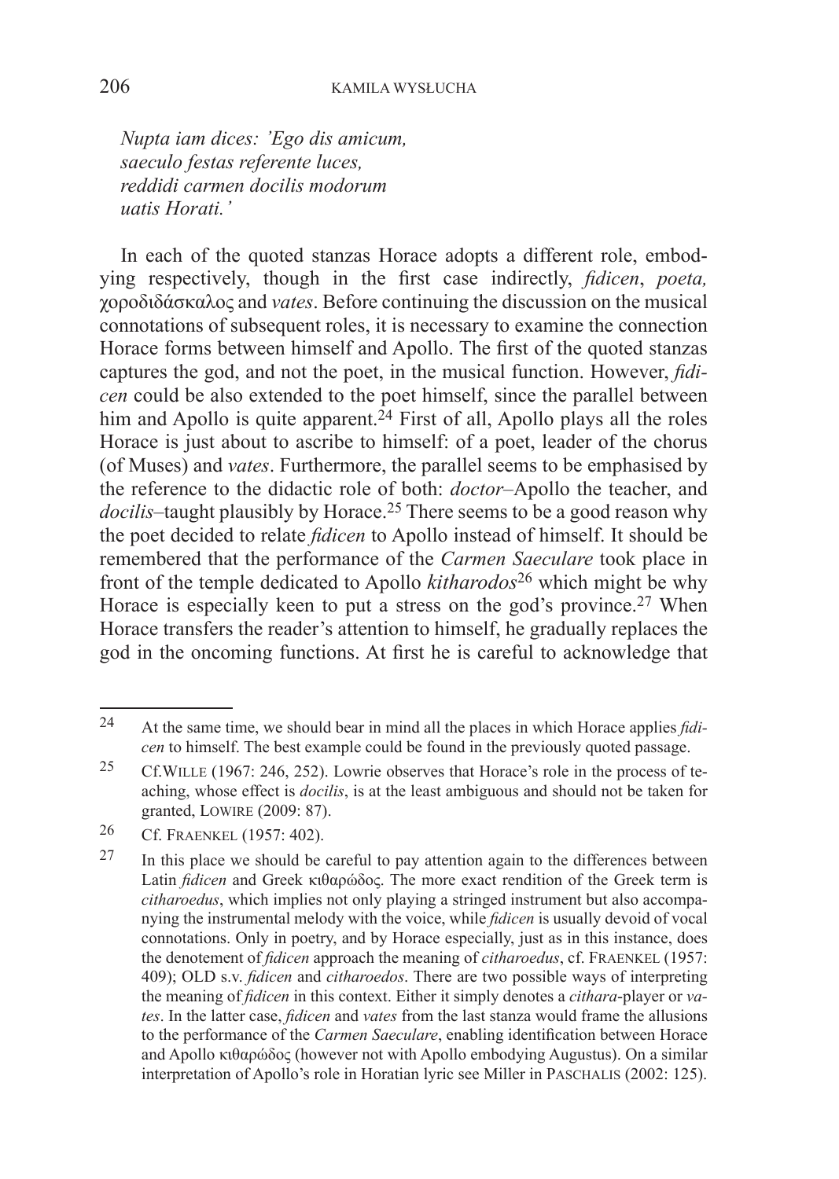*Nupta iam dices: 'Ego dis amicum,*
*saeculo festas referente luces,*
*reddidi carmen docilis modorum*
*uatis Horati.'*

In each of the quoted stanzas Horace adopts a different role, embodying respectively, though in the first case indirectly, *fidicen*, *poeta,* χοροδιδάσκαλος and *vates*. Before continuing the discussion on the musical connotations of subsequent roles, it is necessary to examine the connection Horace forms between himself and Apollo. The first of the quoted stanzas captures the god, and not the poet, in the musical function. However, *fidicen* could be also extended to the poet himself, since the parallel between him and Apollo is quite apparent.[24] First of all, Apollo plays all the roles Horace is just about to ascribe to himself: of a poet, leader of the chorus (of Muses) and *vates*. Furthermore, the parallel seems to be emphasised by the reference to the didactic role of both: *doctor*–Apollo the teacher, and *docilis*–taught plausibly by Horace.[25] There seems to be a good reason why the poet decided to relate *fidicen* to Apollo instead of himself. It should be remembered that the performance of the *Carmen Saeculare* took place in front of the temple dedicated to Apollo *kitharodos*[26] which might be why Horace is especially keen to put a stress on the god's province.[27] When Horace transfers the reader's attention to himself, he gradually replaces the god in the oncoming functions. At first he is careful to acknowledge that

---

[24] At the same time, we should bear in mind all the places in which Horace applies *fidicen* to himself. The best example could be found in the previously quoted passage.

[25] Cf.Wille (1967: 246, 252). Lowrie observes that Horace's role in the process of teaching, whose effect is *docilis*, is at the least ambiguous and should not be taken for granted, Lowire (2009: 87).

[26] Cf. Fraenkel (1957: 402).

[27] In this place we should be careful to pay attention again to the differences between Latin *fidicen* and Greek κιθαρώδος. The more exact rendition of the Greek term is *citharoedus*, which implies not only playing a stringed instrument but also accompanying the instrumental melody with the voice, while *fidicen* is usually devoid of vocal connotations. Only in poetry, and by Horace especially, just as in this instance, does the denotement of *fidicen* approach the meaning of *citharoedus*, cf. Fraenkel (1957: 409); OLD s.v. *fidicen* and *citharoedos*. There are two possible ways of interpreting the meaning of *fidicen* in this context. Either it simply denotes a *cithara*-player or *vates*. In the latter case, *fidicen* and *vates* from the last stanza would frame the allusions to the performance of the *Carmen Saeculare*, enabling identification between Horace and Apollo κιθαρώδος (however not with Apollo embodying Augustus). On a similar interpretation of Apollo's role in Horatian lyric see Miller in Paschalis (2002: 125).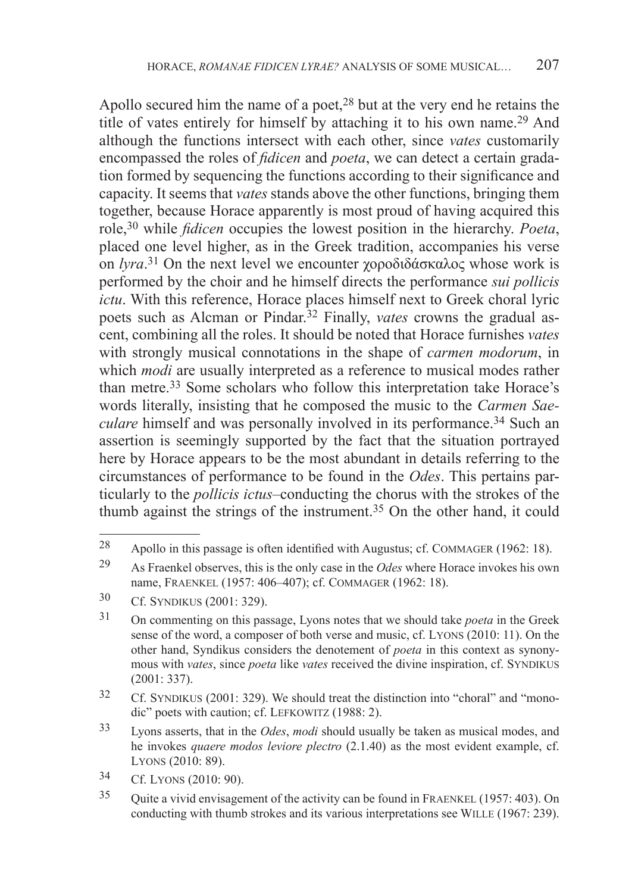Apollo secured him the name of a poet,[28] but at the very end he retains the title of vates entirely for himself by attaching it to his own name.[29] And although the functions intersect with each other, since *vates* customarily encompassed the roles of *fidicen* and *poeta*, we can detect a certain gradation formed by sequencing the functions according to their significance and capacity. It seems that *vates* stands above the other functions, bringing them together, because Horace apparently is most proud of having acquired this role,[30] while *fidicen* occupies the lowest position in the hierarchy. *Poeta*, placed one level higher, as in the Greek tradition, accompanies his verse on *lyra*.[31] On the next level we encounter χοροδιδάσκαλος whose work is performed by the choir and he himself directs the performance *sui pollicis ictu*. With this reference, Horace places himself next to Greek choral lyric poets such as Alcman or Pindar.[32] Finally, *vates* crowns the gradual ascent, combining all the roles. It should be noted that Horace furnishes *vates* with strongly musical connotations in the shape of *carmen modorum*, in which *modi* are usually interpreted as a reference to musical modes rather than metre.[33] Some scholars who follow this interpretation take Horace's words literally, insisting that he composed the music to the *Carmen Saeculare* himself and was personally involved in its performance.[34] Such an assertion is seemingly supported by the fact that the situation portrayed here by Horace appears to be the most abundant in details referring to the circumstances of performance to be found in the *Odes*. This pertains particularly to the *pollicis ictus*–conducting the chorus with the strokes of the thumb against the strings of the instrument.[35] On the other hand, it could

---

[28] Apollo in this passage is often identified with Augustus; cf. Commager (1962: 18).

[29] As Fraenkel observes, this is the only case in the *Odes* where Horace invokes his own name, Fraenkel (1957: 406–407); cf. Commager (1962: 18).

[30] Cf. Syndikus (2001: 329).

[31] On commenting on this passage, Lyons notes that we should take *poeta* in the Greek sense of the word, a composer of both verse and music, cf. Lyons (2010: 11). On the other hand, Syndikus considers the denotement of *poeta* in this context as synonymous with *vates*, since *poeta* like *vates* received the divine inspiration, cf. Syndikus (2001: 337).

[32] Cf. Syndikus (2001: 329). We should treat the distinction into "choral" and "monodic" poets with caution; cf. Lefkowitz (1988: 2).

[33] Lyons asserts, that in the *Odes*, *modi* should usually be taken as musical modes, and he invokes *quaere modos leviore plectro* (2.1.40) as the most evident example, cf. Lyons (2010: 89).

[34] Cf. Lyons (2010: 90).

[35] Quite a vivid envisagement of the activity can be found in Fraenkel (1957: 403). On conducting with thumb strokes and its various interpretations see Wille (1967: 239).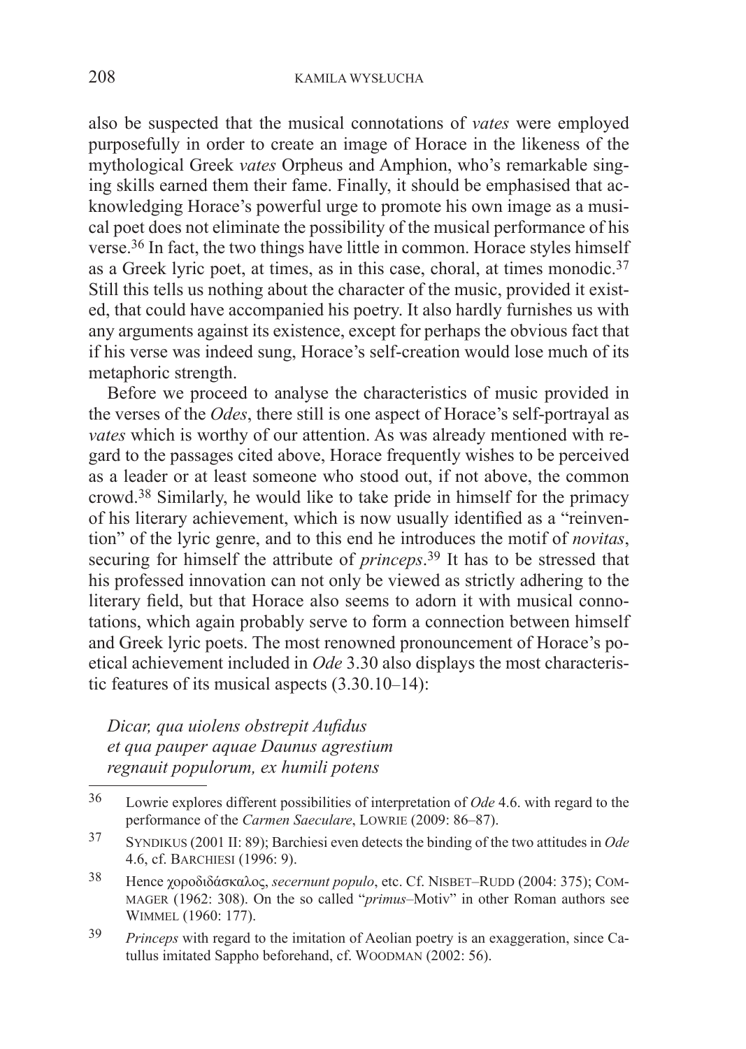also be suspected that the musical connotations of *vates* were employed purposefully in order to create an image of Horace in the likeness of the mythological Greek *vates* Orpheus and Amphion, who's remarkable singing skills earned them their fame. Finally, it should be emphasised that acknowledging Horace's powerful urge to promote his own image as a musical poet does not eliminate the possibility of the musical performance of his verse.[36] In fact, the two things have little in common. Horace styles himself as a Greek lyric poet, at times, as in this case, choral, at times monodic.[37] Still this tells us nothing about the character of the music, provided it existed, that could have accompanied his poetry. It also hardly furnishes us with any arguments against its existence, except for perhaps the obvious fact that if his verse was indeed sung, Horace's self-creation would lose much of its metaphoric strength.

Before we proceed to analyse the characteristics of music provided in the verses of the *Odes*, there still is one aspect of Horace's self-portrayal as *vates* which is worthy of our attention. As was already mentioned with regard to the passages cited above, Horace frequently wishes to be perceived as a leader or at least someone who stood out, if not above, the common crowd.[38] Similarly, he would like to take pride in himself for the primacy of his literary achievement, which is now usually identified as a "reinvention" of the lyric genre, and to this end he introduces the motif of *novitas*, securing for himself the attribute of *princeps*.[39] It has to be stressed that his professed innovation can not only be viewed as strictly adhering to the literary field, but that Horace also seems to adorn it with musical connotations, which again probably serve to form a connection between himself and Greek lyric poets. The most renowned pronouncement of Horace's poetical achievement included in *Ode* 3.30 also displays the most characteristic features of its musical aspects (3.30.10–14):

*Dicar, qua uiolens obstrepit Aufidus*
*et qua pauper aquae Daunus agrestium*
*regnauit populorum, ex humili potens*

---

[36] Lowrie explores different possibilities of interpretation of *Ode* 4.6. with regard to the performance of the *Carmen Saeculare*, LOWRIE (2009: 86–87).

[37] SYNDIKUS (2001 II: 89); Barchiesi even detects the binding of the two attitudes in *Ode* 4.6, cf. BARCHIESI (1996: 9).

[38] Hence χοροδιδάσκαλος, *secernunt populo*, etc. Cf. NISBET–RUDD (2004: 375); COMMAGER (1962: 308). On the so called "*primus*–Motiv" in other Roman authors see WIMMEL (1960: 177).

[39] *Princeps* with regard to the imitation of Aeolian poetry is an exaggeration, since Catullus imitated Sappho beforehand, cf. WOODMAN (2002: 56).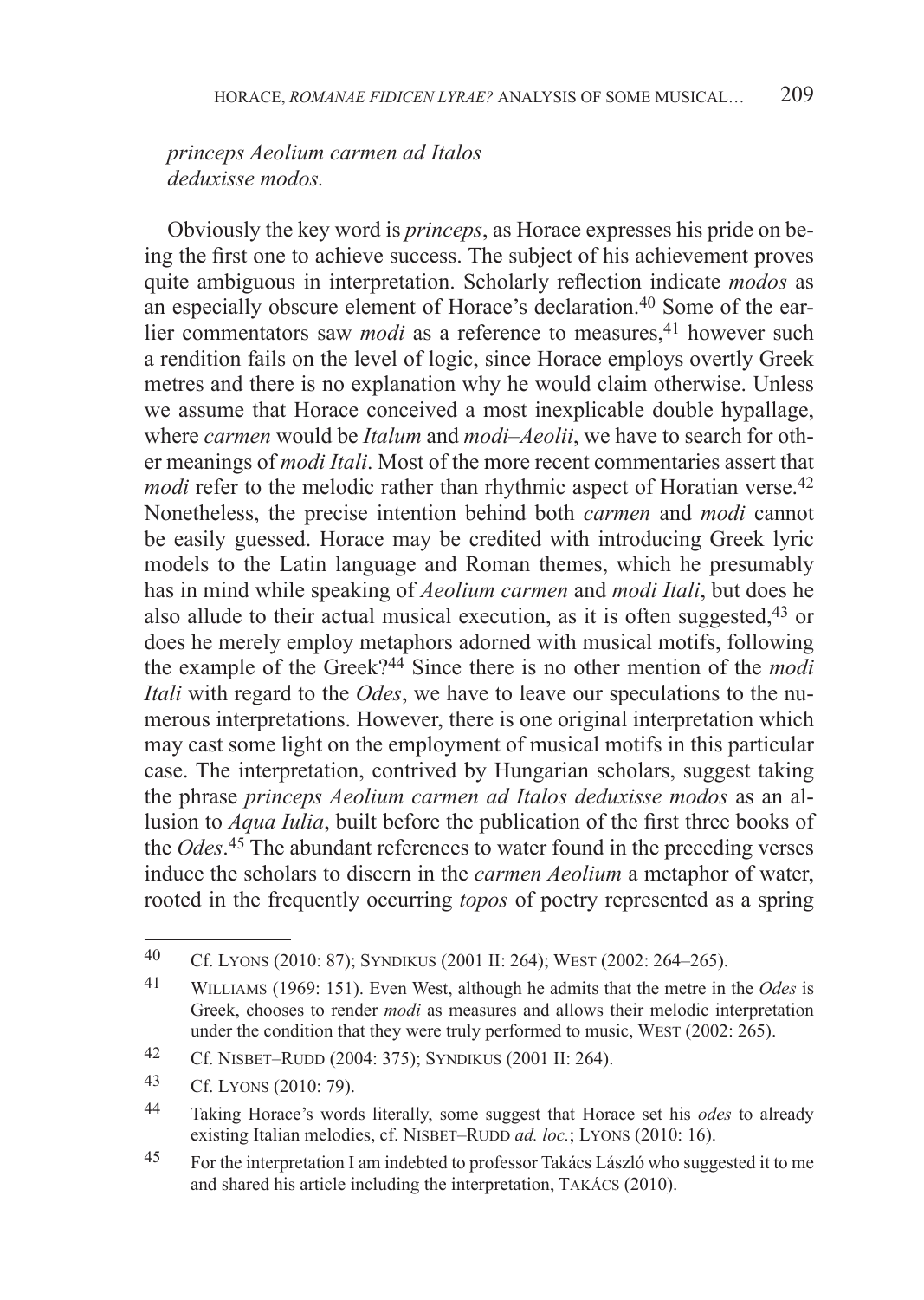*princeps Aeolium carmen ad Italos*
*deduxisse modos.*

Obviously the key word is *princeps*, as Horace expresses his pride on being the first one to achieve success. The subject of his achievement proves quite ambiguous in interpretation. Scholarly reflection indicate *modos* as an especially obscure element of Horace's declaration.[40] Some of the earlier commentators saw *modi* as a reference to measures,[41] however such a rendition fails on the level of logic, since Horace employs overtly Greek metres and there is no explanation why he would claim otherwise. Unless we assume that Horace conceived a most inexplicable double hypallage, where *carmen* would be *Italum* and *modi–Aeolii*, we have to search for other meanings of *modi Itali*. Most of the more recent commentaries assert that *modi* refer to the melodic rather than rhythmic aspect of Horatian verse.[42] Nonetheless, the precise intention behind both *carmen* and *modi* cannot be easily guessed. Horace may be credited with introducing Greek lyric models to the Latin language and Roman themes, which he presumably has in mind while speaking of *Aeolium carmen* and *modi Itali*, but does he also allude to their actual musical execution, as it is often suggested,[43] or does he merely employ metaphors adorned with musical motifs, following the example of the Greek?[44] Since there is no other mention of the *modi Itali* with regard to the *Odes*, we have to leave our speculations to the numerous interpretations. However, there is one original interpretation which may cast some light on the employment of musical motifs in this particular case. The interpretation, contrived by Hungarian scholars, suggest taking the phrase *princeps Aeolium carmen ad Italos deduxisse modos* as an allusion to *Aqua Iulia*, built before the publication of the first three books of the *Odes*.[45] The abundant references to water found in the preceding verses induce the scholars to discern in the *carmen Aeolium* a metaphor of water, rooted in the frequently occurring *topos* of poetry represented as a spring

---

[40] Cf. Lyons (2010: 87); Syndikus (2001 II: 264); West (2002: 264–265).

[41] Williams (1969: 151). Even West, although he admits that the metre in the *Odes* is Greek, chooses to render *modi* as measures and allows their melodic interpretation under the condition that they were truly performed to music, West (2002: 265).

[42] Cf. Nisbet–Rudd (2004: 375); Syndikus (2001 II: 264).

[43] Cf. Lyons (2010: 79).

[44] Taking Horace's words literally, some suggest that Horace set his *odes* to already existing Italian melodies, cf. Nisbet–Rudd *ad. loc.*; Lyons (2010: 16).

[45] For the interpretation I am indebted to professor Takács László who suggested it to me and shared his article including the interpretation, Takács (2010).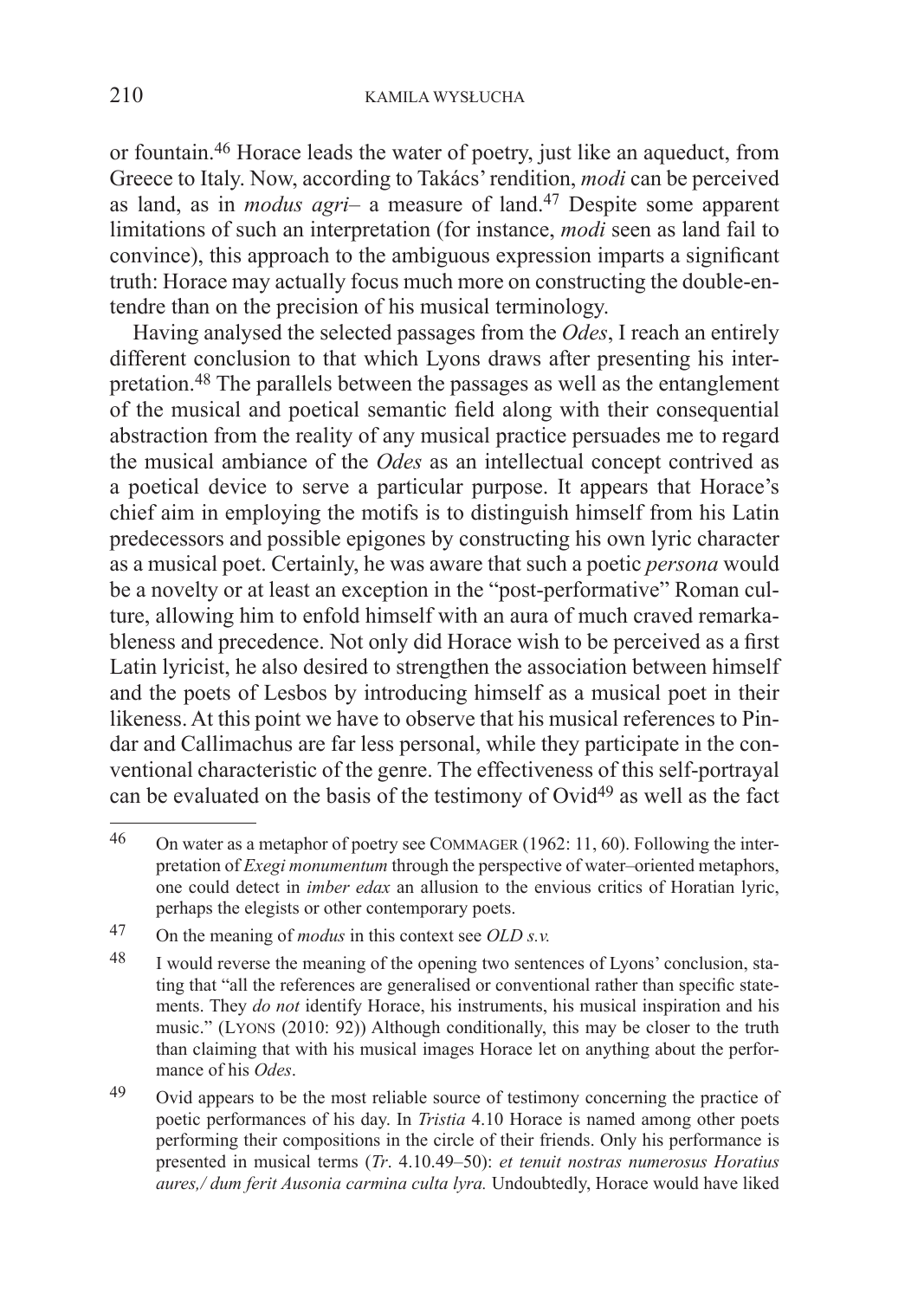or fountain.[46] Horace leads the water of poetry, just like an aqueduct, from Greece to Italy. Now, according to Takács' rendition, *modi* can be perceived as land, as in *modus agri*– a measure of land.[47] Despite some apparent limitations of such an interpretation (for instance, *modi* seen as land fail to convince), this approach to the ambiguous expression imparts a significant truth: Horace may actually focus much more on constructing the double-entendre than on the precision of his musical terminology.

Having analysed the selected passages from the *Odes*, I reach an entirely different conclusion to that which Lyons draws after presenting his interpretation.[48] The parallels between the passages as well as the entanglement of the musical and poetical semantic field along with their consequential abstraction from the reality of any musical practice persuades me to regard the musical ambiance of the *Odes* as an intellectual concept contrived as a poetical device to serve a particular purpose. It appears that Horace's chief aim in employing the motifs is to distinguish himself from his Latin predecessors and possible epigones by constructing his own lyric character as a musical poet. Certainly, he was aware that such a poetic *persona* would be a novelty or at least an exception in the "post-performative" Roman culture, allowing him to enfold himself with an aura of much craved remarkableness and precedence. Not only did Horace wish to be perceived as a first Latin lyricist, he also desired to strengthen the association between himself and the poets of Lesbos by introducing himself as a musical poet in their likeness. At this point we have to observe that his musical references to Pindar and Callimachus are far less personal, while they participate in the conventional characteristic of the genre. The effectiveness of this self-portrayal can be evaluated on the basis of the testimony of Ovid[49] as well as the fact

---

[46] On water as a metaphor of poetry see COMMAGER (1962: 11, 60). Following the interpretation of *Exegi monumentum* through the perspective of water–oriented metaphors, one could detect in *imber edax* an allusion to the envious critics of Horatian lyric, perhaps the elegists or other contemporary poets.

[47] On the meaning of *modus* in this context see *OLD s.v.*

[48] I would reverse the meaning of the opening two sentences of Lyons' conclusion, stating that "all the references are generalised or conventional rather than specific statements. They *do not* identify Horace, his instruments, his musical inspiration and his music." (LYONS (2010: 92)) Although conditionally, this may be closer to the truth than claiming that with his musical images Horace let on anything about the performance of his *Odes*.

[49] Ovid appears to be the most reliable source of testimony concerning the practice of poetic performances of his day. In *Tristia* 4.10 Horace is named among other poets performing their compositions in the circle of their friends. Only his performance is presented in musical terms (*Tr*. 4.10.49–50): *et tenuit nostras numerosus Horatius aures,/ dum ferit Ausonia carmina culta lyra.* Undoubtedly, Horace would have liked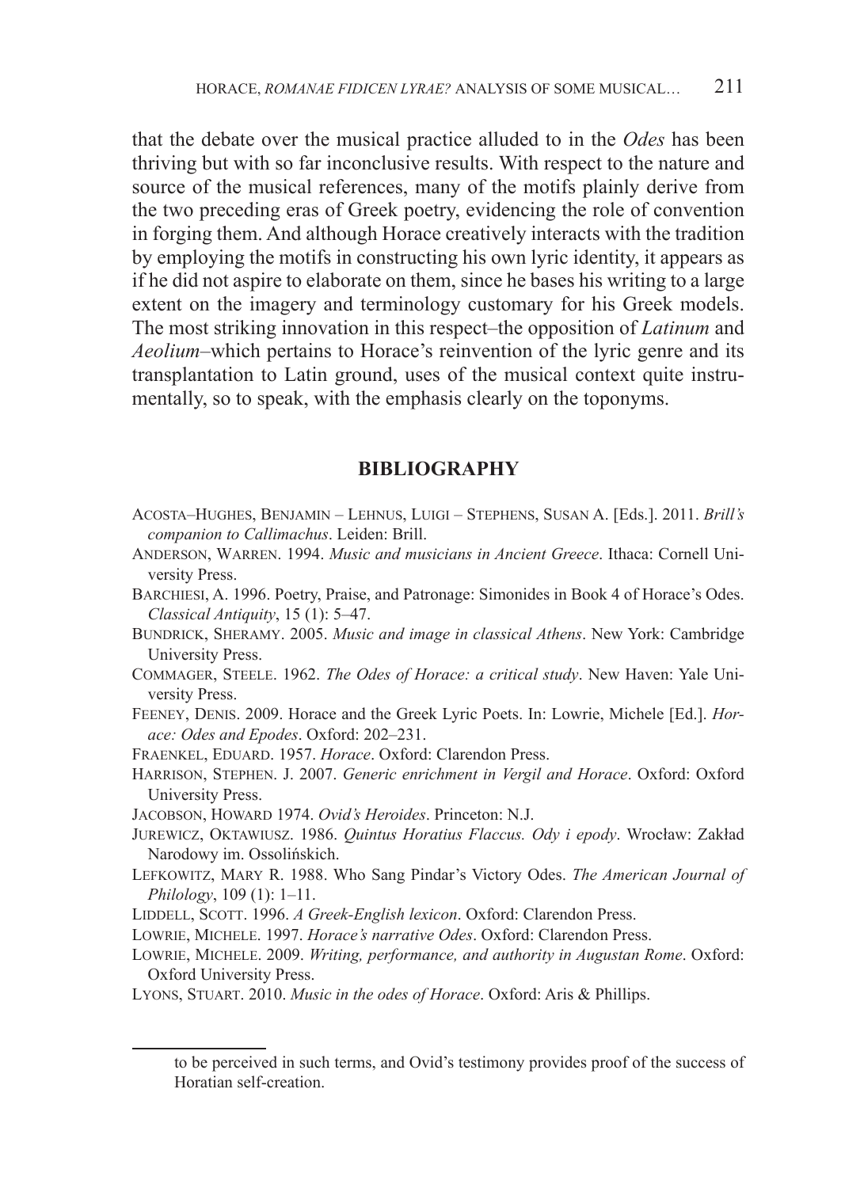that the debate over the musical practice alluded to in the *Odes* has been thriving but with so far inconclusive results. With respect to the nature and source of the musical references, many of the motifs plainly derive from the two preceding eras of Greek poetry, evidencing the role of convention in forging them. And although Horace creatively interacts with the tradition by employing the motifs in constructing his own lyric identity, it appears as if he did not aspire to elaborate on them, since he bases his writing to a large extent on the imagery and terminology customary for his Greek models. The most striking innovation in this respect–the opposition of *Latinum* and *Aeolium*–which pertains to Horace's reinvention of the lyric genre and its transplantation to Latin ground, uses of the musical context quite instrumentally, so to speak, with the emphasis clearly on the toponyms.

## BIBLIOGRAPHY

Acosta–Hughes, Benjamin – Lehnus, Luigi – Stephens, Susan A. [Eds.]. 2011. *Brill's companion to Callimachus*. Leiden: Brill.

Anderson, Warren. 1994. *Music and musicians in Ancient Greece*. Ithaca: Cornell University Press.

Barchiesi, A. 1996. Poetry, Praise, and Patronage: Simonides in Book 4 of Horace's Odes. *Classical Antiquity*, 15 (1): 5–47.

Bundrick, Sheramy. 2005. *Music and image in classical Athens*. New York: Cambridge University Press.

Commager, Steele. 1962. *The Odes of Horace: a critical study*. New Haven: Yale University Press.

Feeney, Denis. 2009. Horace and the Greek Lyric Poets. In: Lowrie, Michele [Ed.]. *Horace: Odes and Epodes*. Oxford: 202–231.

Fraenkel, Eduard. 1957. *Horace*. Oxford: Clarendon Press.

Harrison, Stephen. J. 2007. *Generic enrichment in Vergil and Horace*. Oxford: Oxford University Press.

Jacobson, Howard 1974. *Ovid's Heroides*. Princeton: N.J.

Jurewicz, Oktawiusz. 1986. *Quintus Horatius Flaccus. Ody i epody*. Wrocław: Zakład Narodowy im. Ossolińskich.

Lefkowitz, Mary R. 1988. Who Sang Pindar's Victory Odes. *The American Journal of Philology*, 109 (1): 1–11.

Liddell, Scott. 1996. *A Greek-English lexicon*. Oxford: Clarendon Press.

Lowrie, Michele. 1997. *Horace's narrative Odes*. Oxford: Clarendon Press.

Lowrie, Michele. 2009. *Writing, performance, and authority in Augustan Rome*. Oxford: Oxford University Press.

Lyons, Stuart. 2010. *Music in the odes of Horace*. Oxford: Aris & Phillips.

---

to be perceived in such terms, and Ovid's testimony provides proof of the success of Horatian self-creation.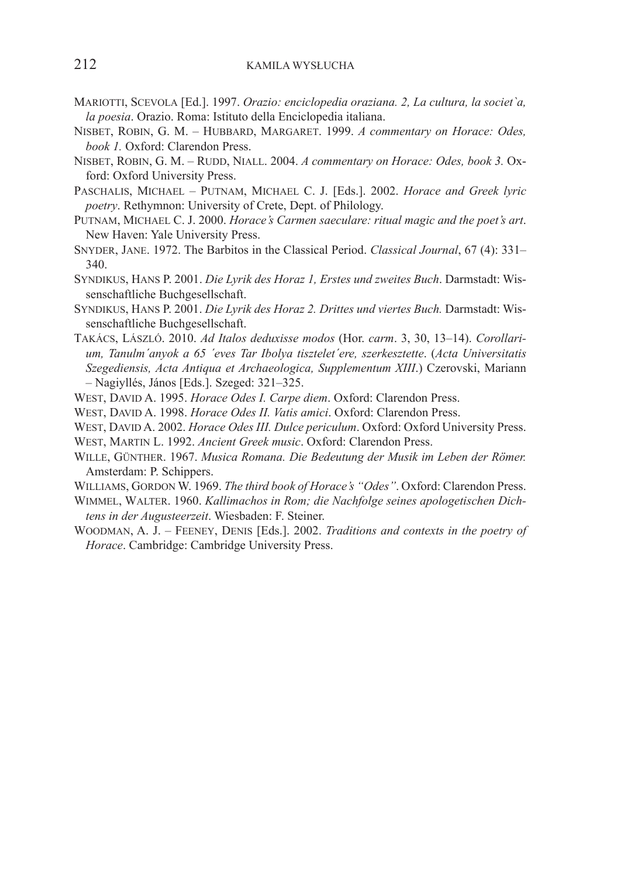MARIOTTI, SCEVOLA [Ed.]. 1997. *Orazio: enciclopedia oraziana. 2, La cultura, la societ`a, la poesia*. Orazio. Roma: Istituto della Enciclopedia italiana.

NISBET, ROBIN, G. M. – HUBBARD, MARGARET. 1999. *A commentary on Horace: Odes, book 1.* Oxford: Clarendon Press.

NISBET, ROBIN, G. M. – RUDD, NIALL. 2004. *A commentary on Horace: Odes, book 3.* Oxford: Oxford University Press.

PASCHALIS, MICHAEL – PUTNAM, MICHAEL C. J. [Eds.]. 2002. *Horace and Greek lyric poetry*. Rethymnon: University of Crete, Dept. of Philology.

PUTNAM, MICHAEL C. J. 2000. *Horace's Carmen saeculare: ritual magic and the poet's art*. New Haven: Yale University Press.

SNYDER, JANE. 1972. The Barbitos in the Classical Period. *Classical Journal*, 67 (4): 331–340.

SYNDIKUS, HANS P. 2001. *Die Lyrik des Horaz 1, Erstes und zweites Buch*. Darmstadt: Wissenschaftliche Buchgesellschaft.

SYNDIKUS, HANS P. 2001. *Die Lyrik des Horaz 2. Drittes und viertes Buch.* Darmstadt: Wissenschaftliche Buchgesellschaft.

TAKÁCS, LÁSZLÓ. 2010. *Ad Italos deduxisse modos* (Hor. *carm*. 3, 30, 13–14). *Corollarium, Tanulm´anyok a 65 ´eves Tar Ibolya tisztelet´ere, szerkesztette*. (*Acta Universitatis Szegediensis, Acta Antiqua et Archaeologica, Supplementum XIII*.) Czerovski, Mariann – Nagyillés, János [Eds.]. Szeged: 321–325.

WEST, DAVID A. 1995. *Horace Odes I. Carpe diem*. Oxford: Clarendon Press.

WEST, DAVID A. 1998. *Horace Odes II. Vatis amici*. Oxford: Clarendon Press.

WEST, DAVID A. 2002. *Horace Odes III. Dulce periculum*. Oxford: Oxford University Press.

WEST, MARTIN L. 1992. *Ancient Greek music*. Oxford: Clarendon Press.

WILLE, GÜNTHER. 1967. *Musica Romana. Die Bedeutung der Musik im Leben der Römer.* Amsterdam: P. Schippers.

WILLIAMS, GORDON W. 1969. *The third book of Horace's "Odes"*. Oxford: Clarendon Press.

WIMMEL, WALTER. 1960. *Kallimachos in Rom; die Nachfolge seines apologetischen Dichtens in der Augusteerzeit*. Wiesbaden: F. Steiner.

WOODMAN, A. J. – FEENEY, DENIS [Eds.]. 2002. *Traditions and contexts in the poetry of Horace*. Cambridge: Cambridge University Press.